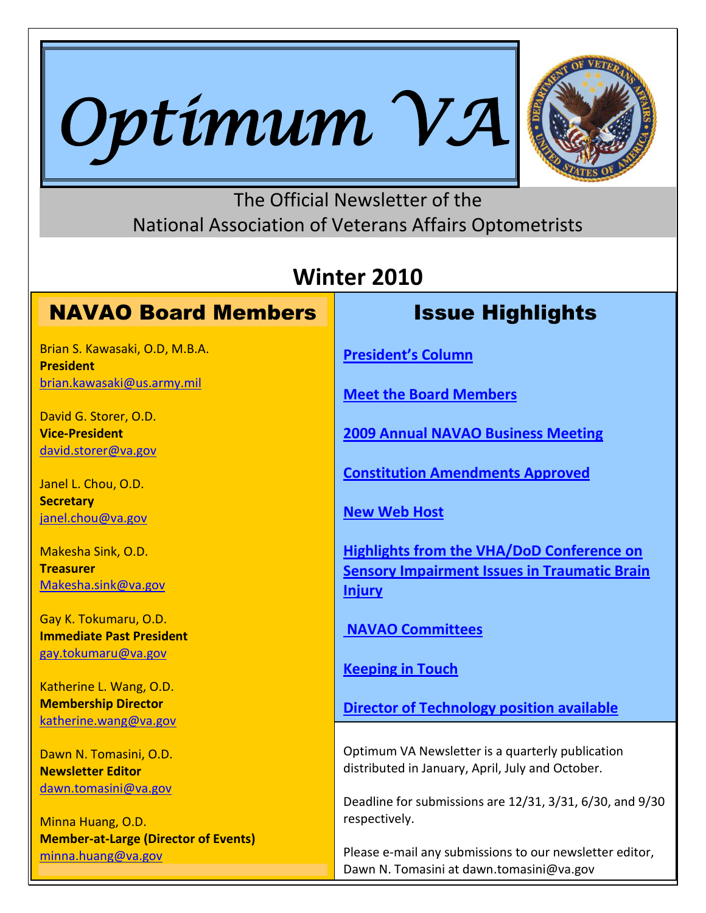# Optimum VA

The Official Newsletter of the
National Association of Veterans Affairs Optometrists

## Winter 2010

## NAVAO Board Members

Brian S. Kawasaki, O.D, M.B.A.
**President**
brian.kawasaki@us.army.mil

David G. Storer, O.D.
**Vice-President**
david.storer@va.gov

Janel L. Chou, O.D.
**Secretary**
janel.chou@va.gov

Makesha Sink, O.D.
**Treasurer**
Makesha.sink@va.gov

Gay K. Tokumaru, O.D.
**Immediate Past President**
gay.tokumaru@va.gov

Katherine L. Wang, O.D.
**Membership Director**
katherine.wang@va.gov

Dawn N. Tomasini, O.D.
**Newsletter Editor**
dawn.tomasini@va.gov

Minna Huang, O.D.
**Member-at-Large (Director of Events)**
minna.huang@va.gov

## Issue Highlights

**President's Column**

**Meet the Board Members**

**2009 Annual NAVAO Business Meeting**

**Constitution Amendments Approved**

**New Web Host**

**Highlights from the VHA/DoD Conference on Sensory Impairment Issues in Traumatic Brain Injury**

**NAVAO Committees**

**Keeping in Touch**

**Director of Technology position available**

Optimum VA Newsletter is a quarterly publication distributed in January, April, July and October.

Deadline for submissions are 12/31, 3/31, 6/30, and 9/30 respectively.

Please e-mail any submissions to our newsletter editor, Dawn N. Tomasini at dawn.tomasini@va.gov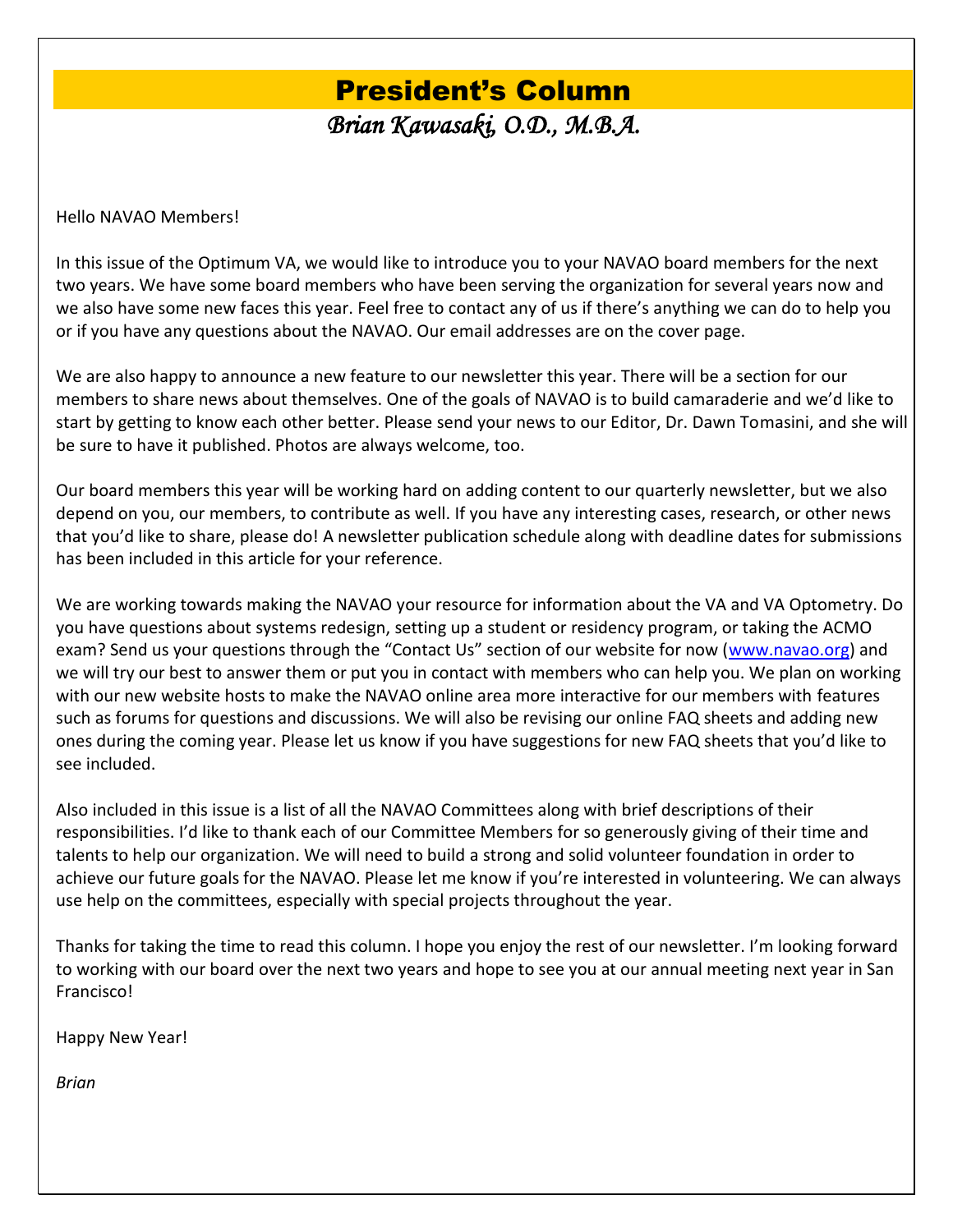# President's Column

*Brian Kawasaki, O.D., M.B.A.*

Hello NAVAO Members!

In this issue of the Optimum VA, we would like to introduce you to your NAVAO board members for the next two years. We have some board members who have been serving the organization for several years now and we also have some new faces this year. Feel free to contact any of us if there's anything we can do to help you or if you have any questions about the NAVAO. Our email addresses are on the cover page.

We are also happy to announce a new feature to our newsletter this year. There will be a section for our members to share news about themselves. One of the goals of NAVAO is to build camaraderie and we'd like to start by getting to know each other better. Please send your news to our Editor, Dr. Dawn Tomasini, and she will be sure to have it published. Photos are always welcome, too.

Our board members this year will be working hard on adding content to our quarterly newsletter, but we also depend on you, our members, to contribute as well. If you have any interesting cases, research, or other news that you'd like to share, please do! A newsletter publication schedule along with deadline dates for submissions has been included in this article for your reference.

We are working towards making the NAVAO your resource for information about the VA and VA Optometry. Do you have questions about systems redesign, setting up a student or residency program, or taking the ACMO exam? Send us your questions through the "Contact Us" section of our website for now ([www.navao.org](www.navao.org)) and we will try our best to answer them or put you in contact with members who can help you. We plan on working with our new website hosts to make the NAVAO online area more interactive for our members with features such as forums for questions and discussions. We will also be revising our online FAQ sheets and adding new ones during the coming year. Please let us know if you have suggestions for new FAQ sheets that you'd like to see included.

Also included in this issue is a list of all the NAVAO Committees along with brief descriptions of their responsibilities. I'd like to thank each of our Committee Members for so generously giving of their time and talents to help our organization. We will need to build a strong and solid volunteer foundation in order to achieve our future goals for the NAVAO. Please let me know if you're interested in volunteering. We can always use help on the committees, especially with special projects throughout the year.

Thanks for taking the time to read this column. I hope you enjoy the rest of our newsletter. I'm looking forward to working with our board over the next two years and hope to see you at our annual meeting next year in San Francisco!

Happy New Year!

*Brian*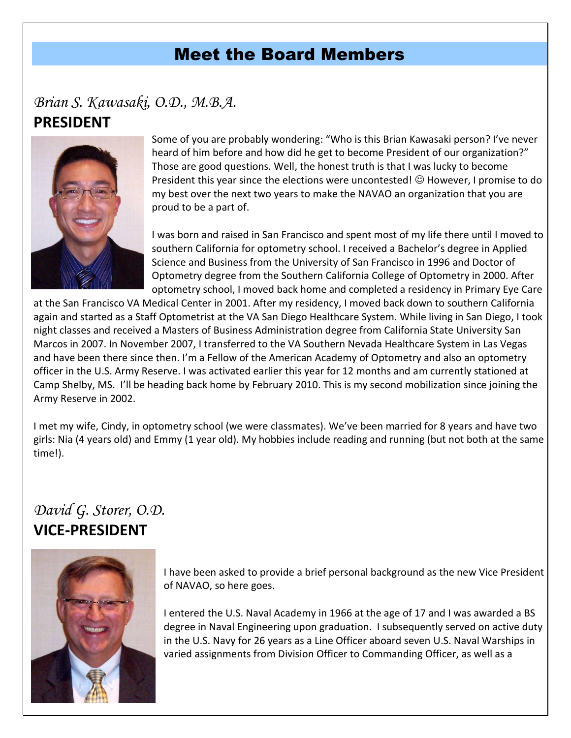# Meet the Board Members

## *Brian S. Kawasaki, O.D., M.B.A.*

**PRESIDENT**

Some of you are probably wondering: "Who is this Brian Kawasaki person? I've never heard of him before and how did he get to become President of our organization?" Those are good questions. Well, the honest truth is that I was lucky to become President this year since the elections were uncontested! ☺ However, I promise to do my best over the next two years to make the NAVAO an organization that you are proud to be a part of.

I was born and raised in San Francisco and spent most of my life there until I moved to southern California for optometry school. I received a Bachelor's degree in Applied Science and Business from the University of San Francisco in 1996 and Doctor of Optometry degree from the Southern California College of Optometry in 2000. After optometry school, I moved back home and completed a residency in Primary Eye Care at the San Francisco VA Medical Center in 2001. After my residency, I moved back down to southern California again and started as a Staff Optometrist at the VA San Diego Healthcare System. While living in San Diego, I took night classes and received a Masters of Business Administration degree from California State University San Marcos in 2007. In November 2007, I transferred to the VA Southern Nevada Healthcare System in Las Vegas and have been there since then. I'm a Fellow of the American Academy of Optometry and also an optometry officer in the U.S. Army Reserve. I was activated earlier this year for 12 months and am currently stationed at Camp Shelby, MS. I'll be heading back home by February 2010. This is my second mobilization since joining the Army Reserve in 2002.

I met my wife, Cindy, in optometry school (we were classmates). We've been married for 8 years and have two girls: Nia (4 years old) and Emmy (1 year old). My hobbies include reading and running (but not both at the same time!).

## *David G. Storer, O.D.*

**VICE-PRESIDENT**

I have been asked to provide a brief personal background as the new Vice President of NAVAO, so here goes.

I entered the U.S. Naval Academy in 1966 at the age of 17 and I was awarded a BS degree in Naval Engineering upon graduation. I subsequently served on active duty in the U.S. Navy for 26 years as a Line Officer aboard seven U.S. Naval Warships in varied assignments from Division Officer to Commanding Officer, as well as a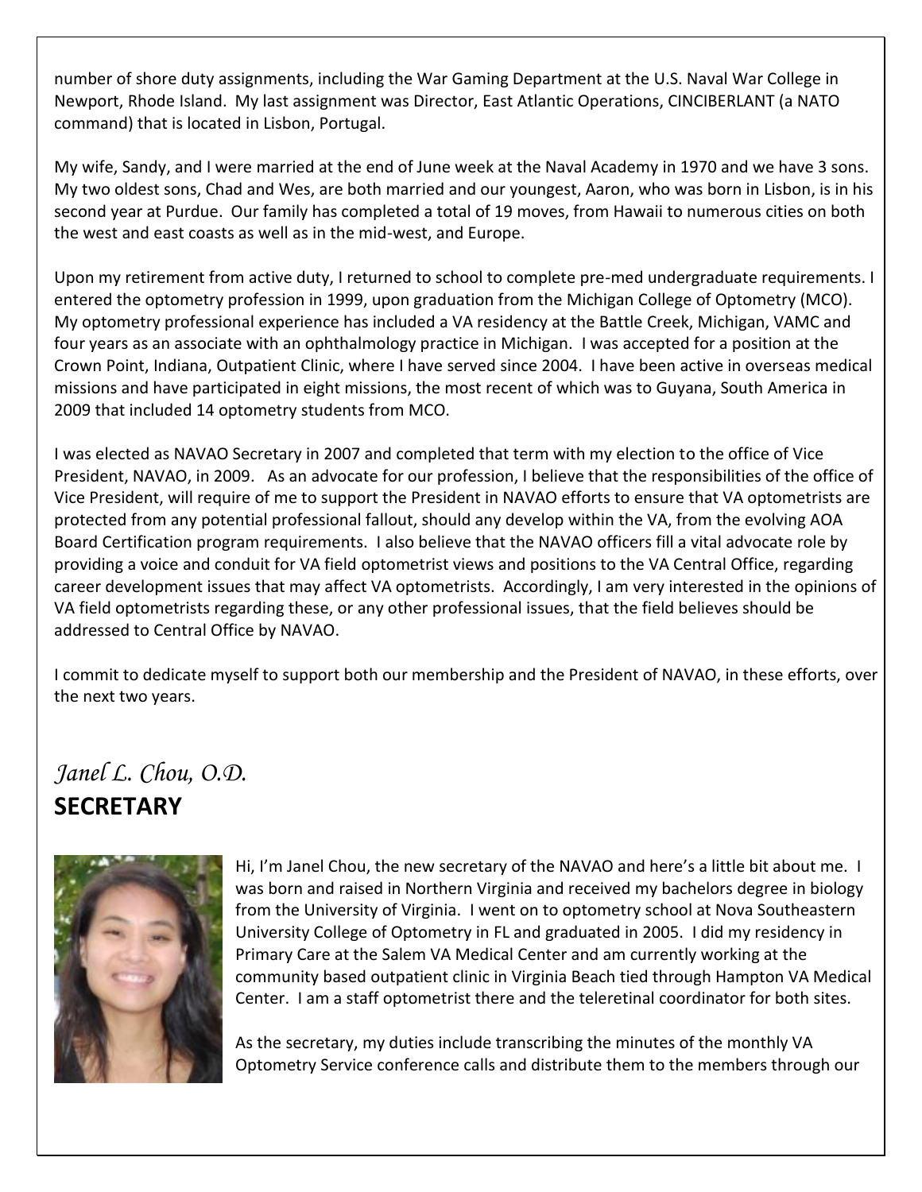number of shore duty assignments, including the War Gaming Department at the U.S. Naval War College in Newport, Rhode Island. My last assignment was Director, East Atlantic Operations, CINCIBERLANT (a NATO command) that is located in Lisbon, Portugal.

My wife, Sandy, and I were married at the end of June week at the Naval Academy in 1970 and we have 3 sons. My two oldest sons, Chad and Wes, are both married and our youngest, Aaron, who was born in Lisbon, is in his second year at Purdue. Our family has completed a total of 19 moves, from Hawaii to numerous cities on both the west and east coasts as well as in the mid-west, and Europe.

Upon my retirement from active duty, I returned to school to complete pre-med undergraduate requirements. I entered the optometry profession in 1999, upon graduation from the Michigan College of Optometry (MCO). My optometry professional experience has included a VA residency at the Battle Creek, Michigan, VAMC and four years as an associate with an ophthalmology practice in Michigan. I was accepted for a position at the Crown Point, Indiana, Outpatient Clinic, where I have served since 2004. I have been active in overseas medical missions and have participated in eight missions, the most recent of which was to Guyana, South America in 2009 that included 14 optometry students from MCO.

I was elected as NAVAO Secretary in 2007 and completed that term with my election to the office of Vice President, NAVAO, in 2009. As an advocate for our profession, I believe that the responsibilities of the office of Vice President, will require of me to support the President in NAVAO efforts to ensure that VA optometrists are protected from any potential professional fallout, should any develop within the VA, from the evolving AOA Board Certification program requirements. I also believe that the NAVAO officers fill a vital advocate role by providing a voice and conduit for VA field optometrist views and positions to the VA Central Office, regarding career development issues that may affect VA optometrists. Accordingly, I am very interested in the opinions of VA field optometrists regarding these, or any other professional issues, that the field believes should be addressed to Central Office by NAVAO.

I commit to dedicate myself to support both our membership and the President of NAVAO, in these efforts, over the next two years.

*Janel L. Chou, O.D.*

## SECRETARY

Hi, I'm Janel Chou, the new secretary of the NAVAO and here's a little bit about me. I was born and raised in Northern Virginia and received my bachelors degree in biology from the University of Virginia. I went on to optometry school at Nova Southeastern University College of Optometry in FL and graduated in 2005. I did my residency in Primary Care at the Salem VA Medical Center and am currently working at the community based outpatient clinic in Virginia Beach tied through Hampton VA Medical Center. I am a staff optometrist there and the teleretinal coordinator for both sites.

As the secretary, my duties include transcribing the minutes of the monthly VA Optometry Service conference calls and distribute them to the members through our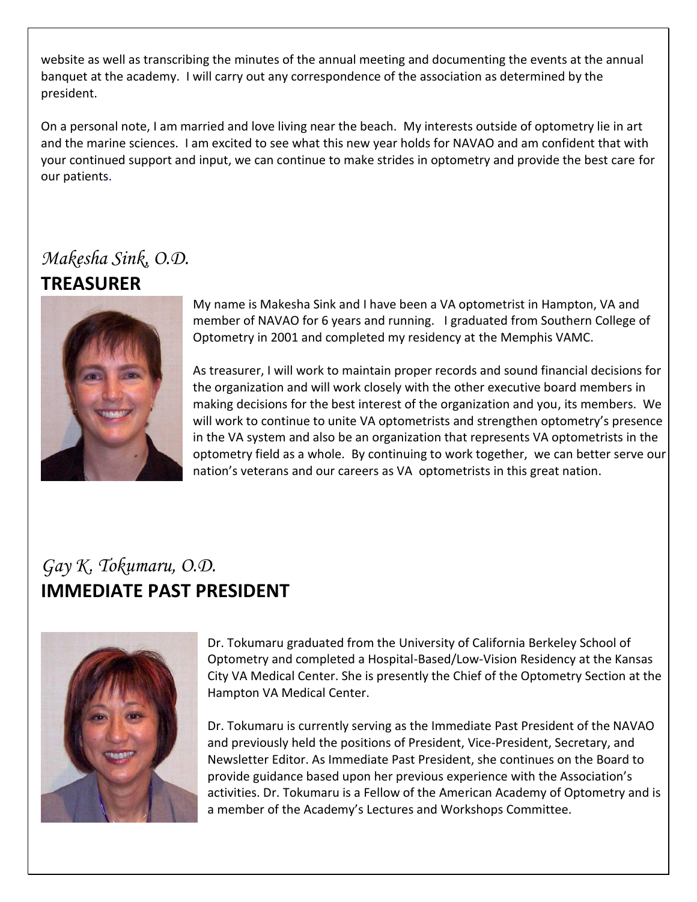website as well as transcribing the minutes of the annual meeting and documenting the events at the annual banquet at the academy. I will carry out any correspondence of the association as determined by the president.

On a personal note, I am married and love living near the beach. My interests outside of optometry lie in art and the marine sciences. I am excited to see what this new year holds for NAVAO and am confident that with your continued support and input, we can continue to make strides in optometry and provide the best care for our patients.

*Makesha Sink, O.D.*

## TREASURER

My name is Makesha Sink and I have been a VA optometrist in Hampton, VA and member of NAVAO for 6 years and running. I graduated from Southern College of Optometry in 2001 and completed my residency at the Memphis VAMC.

As treasurer, I will work to maintain proper records and sound financial decisions for the organization and will work closely with the other executive board members in making decisions for the best interest of the organization and you, its members. We will work to continue to unite VA optometrists and strengthen optometry's presence in the VA system and also be an organization that represents VA optometrists in the optometry field as a whole. By continuing to work together, we can better serve our nation's veterans and our careers as VA optometrists in this great nation.

*Gay K. Tokumaru, O.D.*

## IMMEDIATE PAST PRESIDENT

Dr. Tokumaru graduated from the University of California Berkeley School of Optometry and completed a Hospital-Based/Low-Vision Residency at the Kansas City VA Medical Center. She is presently the Chief of the Optometry Section at the Hampton VA Medical Center.

Dr. Tokumaru is currently serving as the Immediate Past President of the NAVAO and previously held the positions of President, Vice-President, Secretary, and Newsletter Editor. As Immediate Past President, she continues on the Board to provide guidance based upon her previous experience with the Association's activities. Dr. Tokumaru is a Fellow of the American Academy of Optometry and is a member of the Academy's Lectures and Workshops Committee.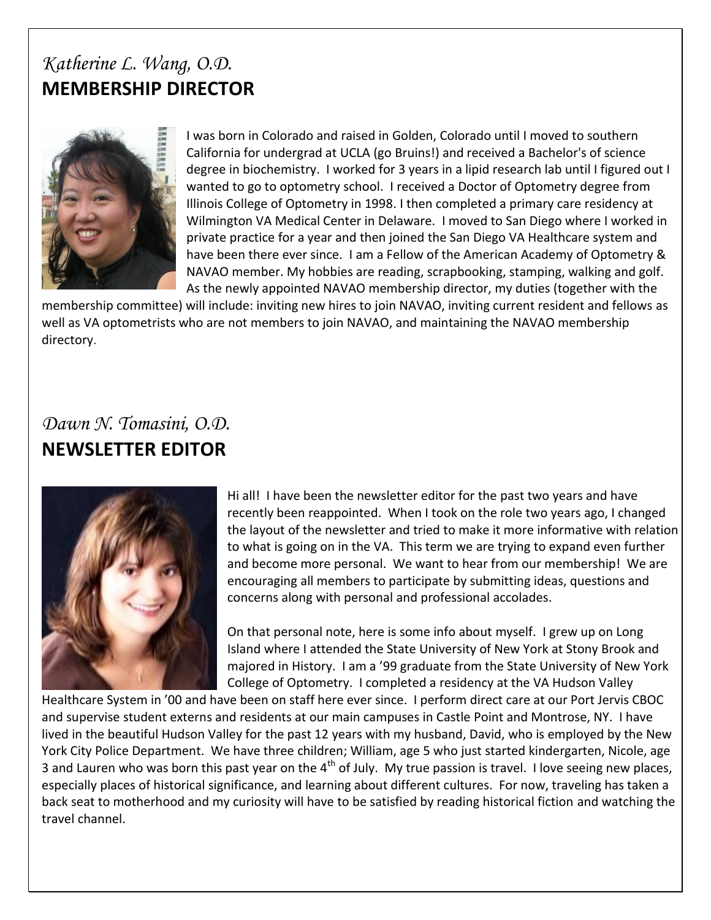## *Katherine L. Wang, O.D.*
## **MEMBERSHIP DIRECTOR**

I was born in Colorado and raised in Golden, Colorado until I moved to southern California for undergrad at UCLA (go Bruins!) and received a Bachelor's of science degree in biochemistry. I worked for 3 years in a lipid research lab until I figured out I wanted to go to optometry school. I received a Doctor of Optometry degree from Illinois College of Optometry in 1998. I then completed a primary care residency at Wilmington VA Medical Center in Delaware. I moved to San Diego where I worked in private practice for a year and then joined the San Diego VA Healthcare system and have been there ever since. I am a Fellow of the American Academy of Optometry & NAVAO member. My hobbies are reading, scrapbooking, stamping, walking and golf. As the newly appointed NAVAO membership director, my duties (together with the membership committee) will include: inviting new hires to join NAVAO, inviting current resident and fellows as well as VA optometrists who are not members to join NAVAO, and maintaining the NAVAO membership directory.

## *Dawn N. Tomasini, O.D.*
## **NEWSLETTER EDITOR**

Hi all! I have been the newsletter editor for the past two years and have recently been reappointed. When I took on the role two years ago, I changed the layout of the newsletter and tried to make it more informative with relation to what is going on in the VA. This term we are trying to expand even further and become more personal. We want to hear from our membership! We are encouraging all members to participate by submitting ideas, questions and concerns along with personal and professional accolades.

On that personal note, here is some info about myself. I grew up on Long Island where I attended the State University of New York at Stony Brook and majored in History. I am a '99 graduate from the State University of New York College of Optometry. I completed a residency at the VA Hudson Valley Healthcare System in '00 and have been on staff here ever since. I perform direct care at our Port Jervis CBOC and supervise student externs and residents at our main campuses in Castle Point and Montrose, NY. I have lived in the beautiful Hudson Valley for the past 12 years with my husband, David, who is employed by the New York City Police Department. We have three children; William, age 5 who just started kindergarten, Nicole, age 3 and Lauren who was born this past year on the 4th of July. My true passion is travel. I love seeing new places, especially places of historical significance, and learning about different cultures. For now, traveling has taken a back seat to motherhood and my curiosity will have to be satisfied by reading historical fiction and watching the travel channel.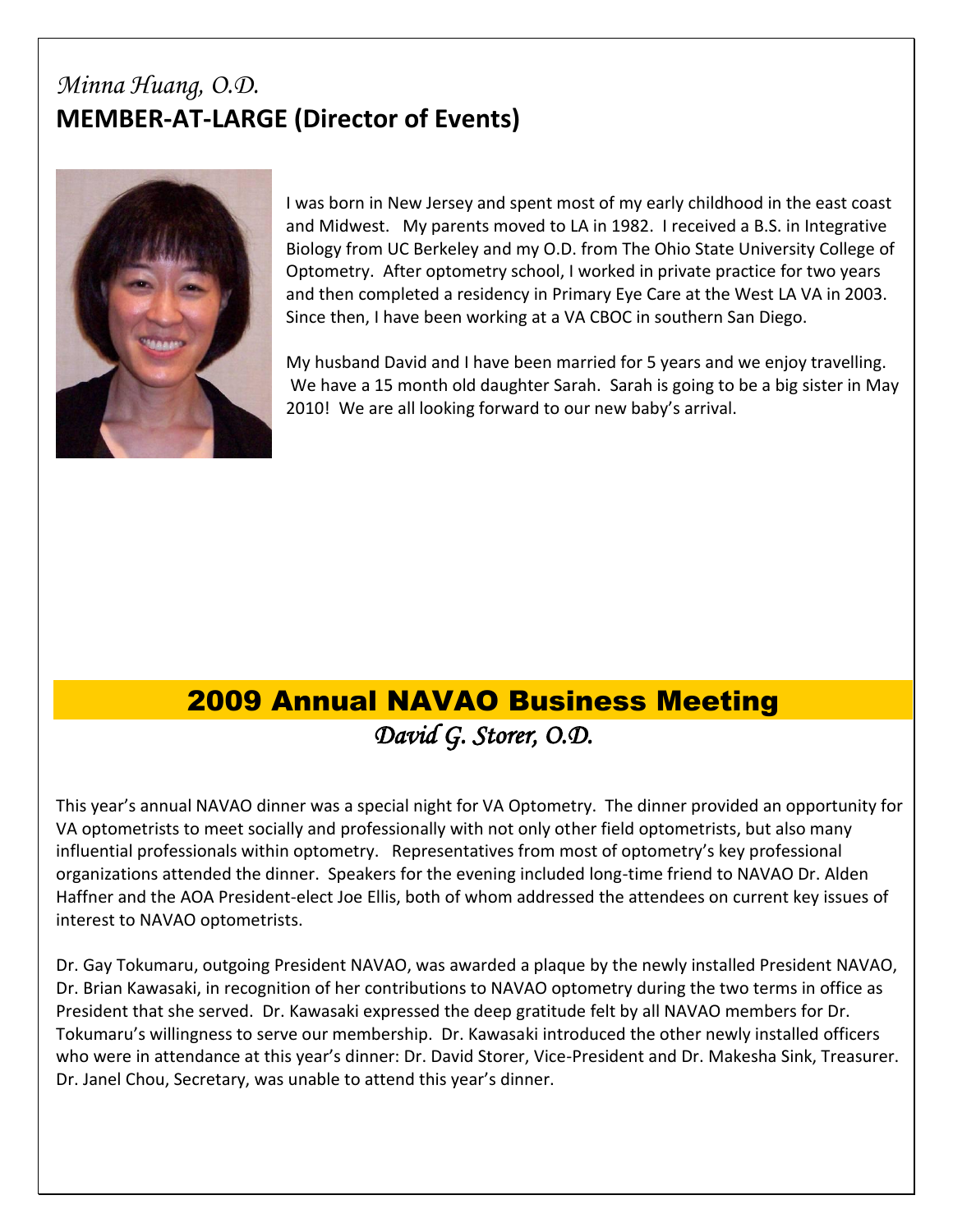*Minna Huang, O.D.*

## MEMBER-AT-LARGE (Director of Events)

I was born in New Jersey and spent most of my early childhood in the east coast and Midwest. My parents moved to LA in 1982. I received a B.S. in Integrative Biology from UC Berkeley and my O.D. from The Ohio State University College of Optometry. After optometry school, I worked in private practice for two years and then completed a residency in Primary Eye Care at the West LA VA in 2003. Since then, I have been working at a VA CBOC in southern San Diego.

My husband David and I have been married for 5 years and we enjoy travelling. We have a 15 month old daughter Sarah. Sarah is going to be a big sister in May 2010! We are all looking forward to our new baby's arrival.

# 2009 Annual NAVAO Business Meeting

*David G. Storer, O.D.*

This year's annual NAVAO dinner was a special night for VA Optometry. The dinner provided an opportunity for VA optometrists to meet socially and professionally with not only other field optometrists, but also many influential professionals within optometry. Representatives from most of optometry's key professional organizations attended the dinner. Speakers for the evening included long-time friend to NAVAO Dr. Alden Haffner and the AOA President-elect Joe Ellis, both of whom addressed the attendees on current key issues of interest to NAVAO optometrists.

Dr. Gay Tokumaru, outgoing President NAVAO, was awarded a plaque by the newly installed President NAVAO, Dr. Brian Kawasaki, in recognition of her contributions to NAVAO optometry during the two terms in office as President that she served. Dr. Kawasaki expressed the deep gratitude felt by all NAVAO members for Dr. Tokumaru's willingness to serve our membership. Dr. Kawasaki introduced the other newly installed officers who were in attendance at this year's dinner: Dr. David Storer, Vice-President and Dr. Makesha Sink, Treasurer. Dr. Janel Chou, Secretary, was unable to attend this year's dinner.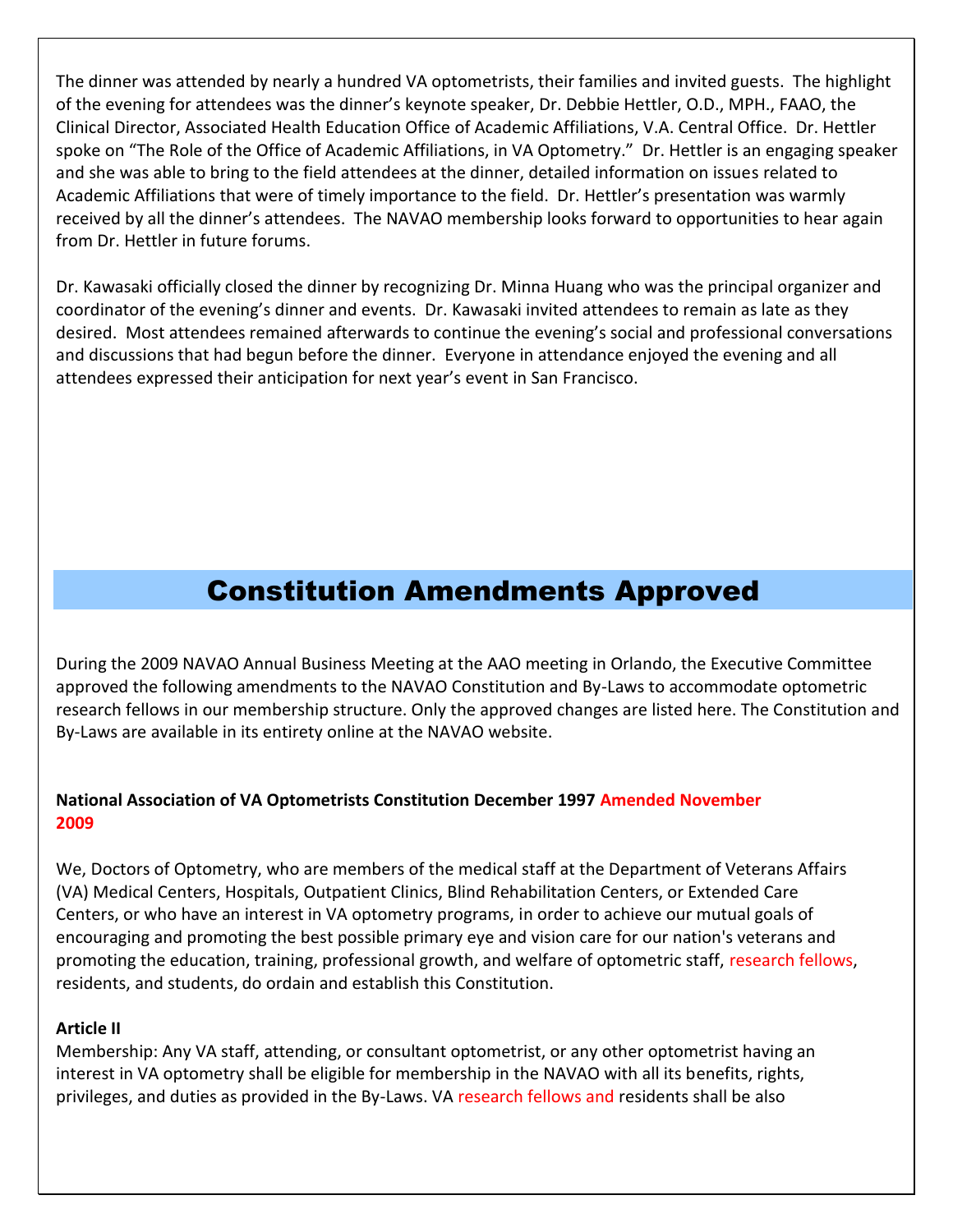The dinner was attended by nearly a hundred VA optometrists, their families and invited guests. The highlight of the evening for attendees was the dinner's keynote speaker, Dr. Debbie Hettler, O.D., MPH., FAAO, the Clinical Director, Associated Health Education Office of Academic Affiliations, V.A. Central Office. Dr. Hettler spoke on "The Role of the Office of Academic Affiliations, in VA Optometry." Dr. Hettler is an engaging speaker and she was able to bring to the field attendees at the dinner, detailed information on issues related to Academic Affiliations that were of timely importance to the field. Dr. Hettler's presentation was warmly received by all the dinner's attendees. The NAVAO membership looks forward to opportunities to hear again from Dr. Hettler in future forums.

Dr. Kawasaki officially closed the dinner by recognizing Dr. Minna Huang who was the principal organizer and coordinator of the evening's dinner and events. Dr. Kawasaki invited attendees to remain as late as they desired. Most attendees remained afterwards to continue the evening's social and professional conversations and discussions that had begun before the dinner. Everyone in attendance enjoyed the evening and all attendees expressed their anticipation for next year's event in San Francisco.

# Constitution Amendments Approved

During the 2009 NAVAO Annual Business Meeting at the AAO meeting in Orlando, the Executive Committee approved the following amendments to the NAVAO Constitution and By-Laws to accommodate optometric research fellows in our membership structure. Only the approved changes are listed here. The Constitution and By-Laws are available in its entirety online at the NAVAO website.

**National Association of VA Optometrists Constitution December 1997 Amended November 2009**

We, Doctors of Optometry, who are members of the medical staff at the Department of Veterans Affairs (VA) Medical Centers, Hospitals, Outpatient Clinics, Blind Rehabilitation Centers, or Extended Care Centers, or who have an interest in VA optometry programs, in order to achieve our mutual goals of encouraging and promoting the best possible primary eye and vision care for our nation's veterans and promoting the education, training, professional growth, and welfare of optometric staff, research fellows, residents, and students, do ordain and establish this Constitution.

**Article II**

Membership: Any VA staff, attending, or consultant optometrist, or any other optometrist having an interest in VA optometry shall be eligible for membership in the NAVAO with all its benefits, rights, privileges, and duties as provided in the By-Laws. VA research fellows and residents shall be also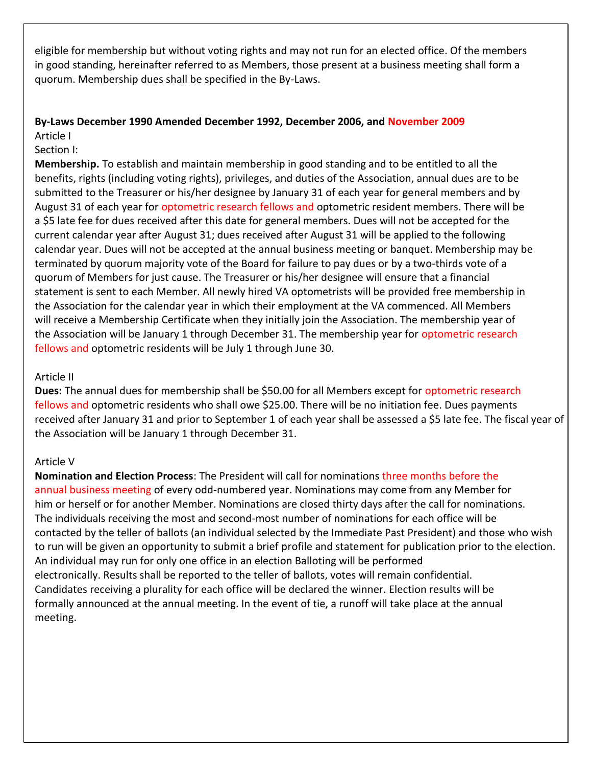eligible for membership but without voting rights and may not run for an elected office. Of the members in good standing, hereinafter referred to as Members, those present at a business meeting shall form a quorum. Membership dues shall be specified in the By-Laws.

**By-Laws December 1990 Amended December 1992, December 2006, and November 2009**

Article I

Section I:

**Membership.** To establish and maintain membership in good standing and to be entitled to all the benefits, rights (including voting rights), privileges, and duties of the Association, annual dues are to be submitted to the Treasurer or his/her designee by January 31 of each year for general members and by August 31 of each year for optometric research fellows and optometric resident members. There will be a $5 late fee for dues received after this date for general members. Dues will not be accepted for the current calendar year after August 31; dues received after August 31 will be applied to the following calendar year. Dues will not be accepted at the annual business meeting or banquet. Membership may be terminated by quorum majority vote of the Board for failure to pay dues or by a two-thirds vote of a quorum of Members for just cause. The Treasurer or his/her designee will ensure that a financial statement is sent to each Member. All newly hired VA optometrists will be provided free membership in the Association for the calendar year in which their employment at the VA commenced. All Members will receive a Membership Certificate when they initially join the Association. The membership year of the Association will be January 1 through December 31. The membership year for optometric research fellows and optometric residents will be July 1 through June 30.

Article II

**Dues:** The annual dues for membership shall be $50.00 for all Members except for optometric research fellows and optometric residents who shall owe $25.00. There will be no initiation fee. Dues payments received after January 31 and prior to September 1 of each year shall be assessed a $5 late fee. The fiscal year of the Association will be January 1 through December 31.

Article V

**Nomination and Election Process**: The President will call for nominations three months before the annual business meeting of every odd-numbered year. Nominations may come from any Member for him or herself or for another Member. Nominations are closed thirty days after the call for nominations. The individuals receiving the most and second-most number of nominations for each office will be contacted by the teller of ballots (an individual selected by the Immediate Past President) and those who wish to run will be given an opportunity to submit a brief profile and statement for publication prior to the election. An individual may run for only one office in an election Balloting will be performed electronically. Results shall be reported to the teller of ballots, votes will remain confidential. Candidates receiving a plurality for each office will be declared the winner. Election results will be formally announced at the annual meeting. In the event of tie, a runoff will take place at the annual meeting.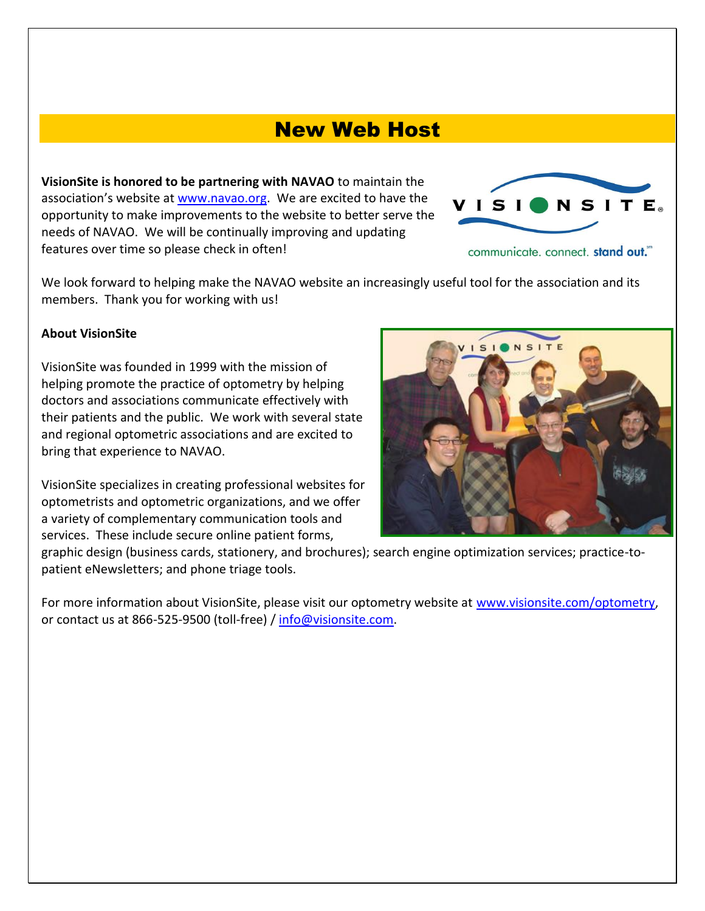# New Web Host

**VisionSite is honored to be partnering with NAVAO** to maintain the association's website at www.navao.org. We are excited to have the opportunity to make improvements to the website to better serve the needs of NAVAO. We will be continually improving and updating features over time so please check in often!

We look forward to helping make the NAVAO website an increasingly useful tool for the association and its members. Thank you for working with us!

**About VisionSite**

VisionSite was founded in 1999 with the mission of helping promote the practice of optometry by helping doctors and associations communicate effectively with their patients and the public. We work with several state and regional optometric associations and are excited to bring that experience to NAVAO.

VisionSite specializes in creating professional websites for optometrists and optometric organizations, and we offer a variety of complementary communication tools and services. These include secure online patient forms, graphic design (business cards, stationery, and brochures); search engine optimization services; practice-to-patient eNewsletters; and phone triage tools.

For more information about VisionSite, please visit our optometry website at www.visionsite.com/optometry, or contact us at 866-525-9500 (toll-free) / info@visionsite.com.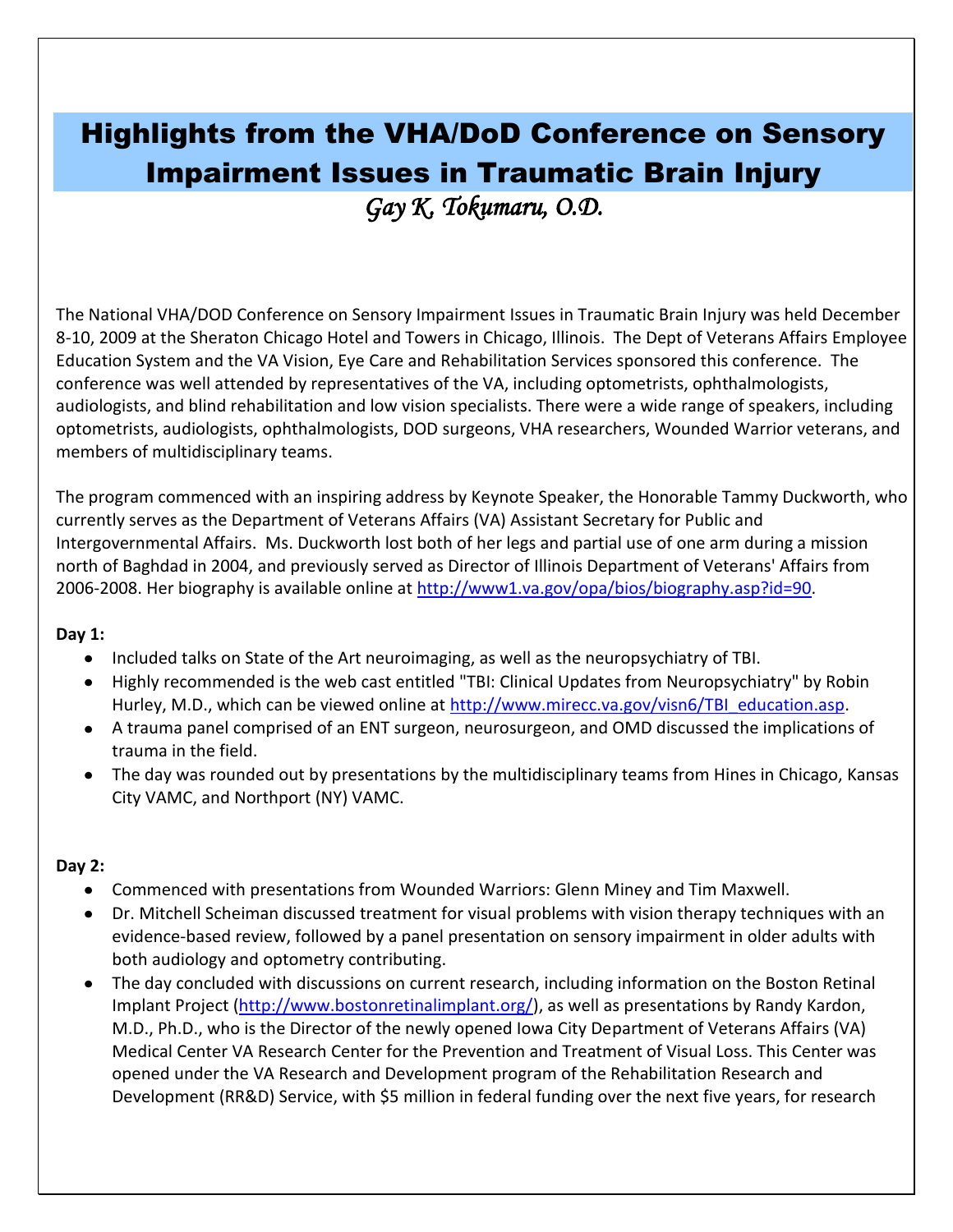# Highlights from the VHA/DoD Conference on Sensory Impairment Issues in Traumatic Brain Injury

*Gay K, Tokumaru, O.D.*

The National VHA/DOD Conference on Sensory Impairment Issues in Traumatic Brain Injury was held December 8-10, 2009 at the Sheraton Chicago Hotel and Towers in Chicago, Illinois. The Dept of Veterans Affairs Employee Education System and the VA Vision, Eye Care and Rehabilitation Services sponsored this conference. The conference was well attended by representatives of the VA, including optometrists, ophthalmologists, audiologists, and blind rehabilitation and low vision specialists. There were a wide range of speakers, including optometrists, audiologists, ophthalmologists, DOD surgeons, VHA researchers, Wounded Warrior veterans, and members of multidisciplinary teams.

The program commenced with an inspiring address by Keynote Speaker, the Honorable Tammy Duckworth, who currently serves as the Department of Veterans Affairs (VA) Assistant Secretary for Public and Intergovernmental Affairs. Ms. Duckworth lost both of her legs and partial use of one arm during a mission north of Baghdad in 2004, and previously served as Director of Illinois Department of Veterans' Affairs from 2006-2008. Her biography is available online at http://www1.va.gov/opa/bios/biography.asp?id=90.

**Day 1:**

- Included talks on State of the Art neuroimaging, as well as the neuropsychiatry of TBI.
- Highly recommended is the web cast entitled "TBI: Clinical Updates from Neuropsychiatry" by Robin Hurley, M.D., which can be viewed online at http://www.mirecc.va.gov/visn6/TBI_education.asp.
- A trauma panel comprised of an ENT surgeon, neurosurgeon, and OMD discussed the implications of trauma in the field.
- The day was rounded out by presentations by the multidisciplinary teams from Hines in Chicago, Kansas City VAMC, and Northport (NY) VAMC.

**Day 2:**

- Commenced with presentations from Wounded Warriors: Glenn Miney and Tim Maxwell.
- Dr. Mitchell Scheiman discussed treatment for visual problems with vision therapy techniques with an evidence-based review, followed by a panel presentation on sensory impairment in older adults with both audiology and optometry contributing.
- The day concluded with discussions on current research, including information on the Boston Retinal Implant Project (http://www.bostonretinalimplant.org/), as well as presentations by Randy Kardon, M.D., Ph.D., who is the Director of the newly opened Iowa City Department of Veterans Affairs (VA) Medical Center VA Research Center for the Prevention and Treatment of Visual Loss. This Center was opened under the VA Research and Development program of the Rehabilitation Research and Development (RR&D) Service, with $5 million in federal funding over the next five years, for research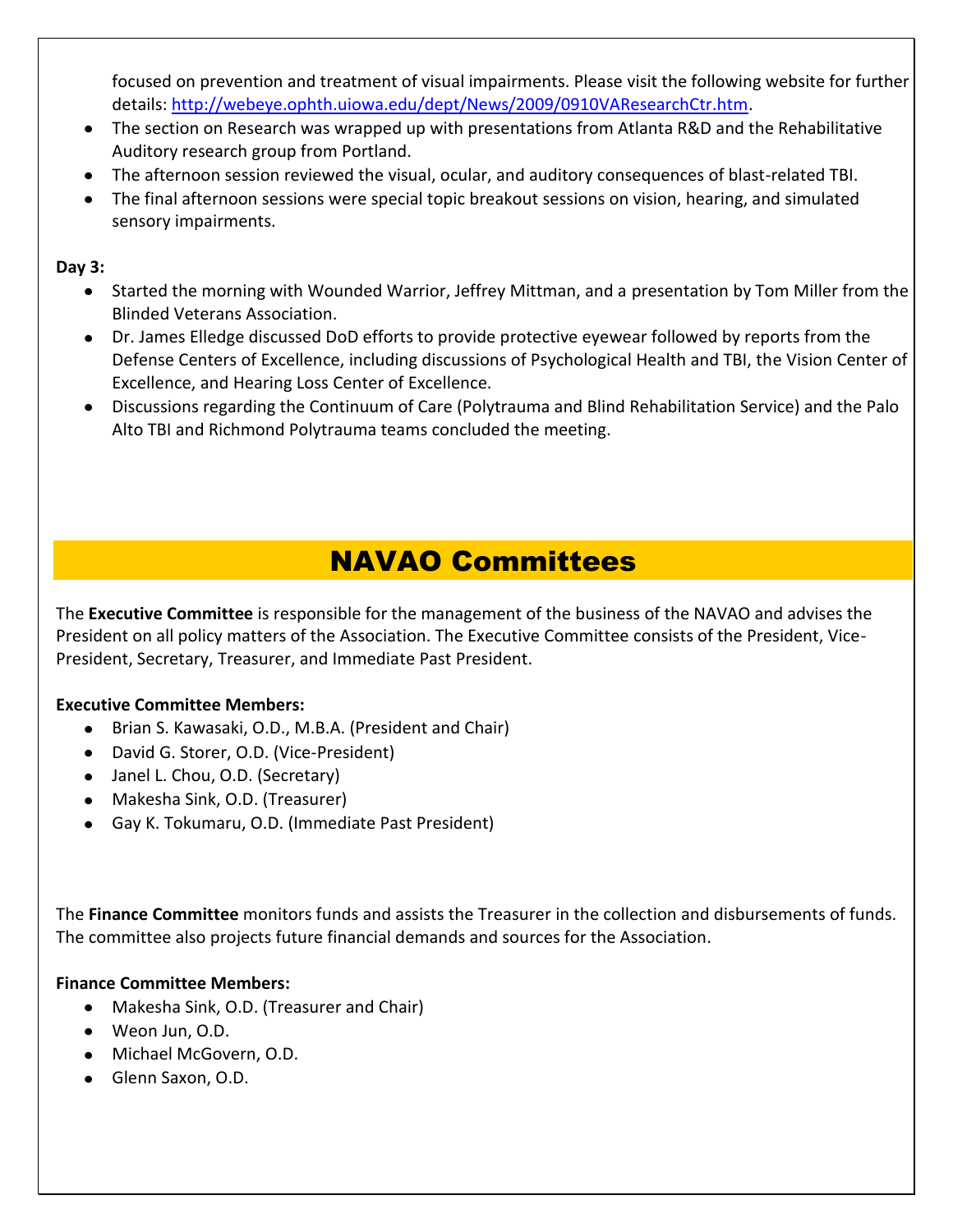focused on prevention and treatment of visual impairments. Please visit the following website for further details: [http://webeye.ophth.uiowa.edu/dept/News/2009/0910VAResearchCtr.htm](http://webeye.ophth.uiowa.edu/dept/News/2009/0910VAResearchCtr.htm).

- The section on Research was wrapped up with presentations from Atlanta R&D and the Rehabilitative Auditory research group from Portland.
- The afternoon session reviewed the visual, ocular, and auditory consequences of blast-related TBI.
- The final afternoon sessions were special topic breakout sessions on vision, hearing, and simulated sensory impairments.

**Day 3:**

- Started the morning with Wounded Warrior, Jeffrey Mittman, and a presentation by Tom Miller from the Blinded Veterans Association.
- Dr. James Elledge discussed DoD efforts to provide protective eyewear followed by reports from the Defense Centers of Excellence, including discussions of Psychological Health and TBI, the Vision Center of Excellence, and Hearing Loss Center of Excellence.
- Discussions regarding the Continuum of Care (Polytrauma and Blind Rehabilitation Service) and the Palo Alto TBI and Richmond Polytrauma teams concluded the meeting.

# NAVAO Committees

The **Executive Committee** is responsible for the management of the business of the NAVAO and advises the President on all policy matters of the Association. The Executive Committee consists of the President, Vice-President, Secretary, Treasurer, and Immediate Past President.

**Executive Committee Members:**

- Brian S. Kawasaki, O.D., M.B.A. (President and Chair)
- David G. Storer, O.D. (Vice-President)
- Janel L. Chou, O.D. (Secretary)
- Makesha Sink, O.D. (Treasurer)
- Gay K. Tokumaru, O.D. (Immediate Past President)

The **Finance Committee** monitors funds and assists the Treasurer in the collection and disbursements of funds. The committee also projects future financial demands and sources for the Association.

**Finance Committee Members:**

- Makesha Sink, O.D. (Treasurer and Chair)
- Weon Jun, O.D.
- Michael McGovern, O.D.
- Glenn Saxon, O.D.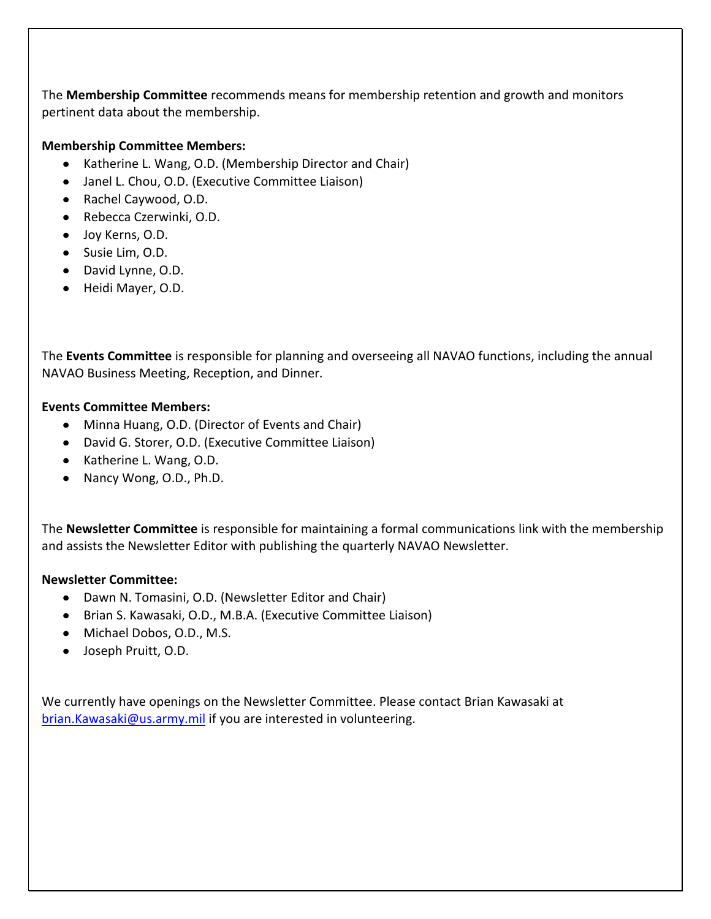The **Membership Committee** recommends means for membership retention and growth and monitors pertinent data about the membership.

**Membership Committee Members:**

- Katherine L. Wang, O.D. (Membership Director and Chair)
- Janel L. Chou, O.D. (Executive Committee Liaison)
- Rachel Caywood, O.D.
- Rebecca Czerwinki, O.D.
- Joy Kerns, O.D.
- Susie Lim, O.D.
- David Lynne, O.D.
- Heidi Mayer, O.D.

The **Events Committee** is responsible for planning and overseeing all NAVAO functions, including the annual NAVAO Business Meeting, Reception, and Dinner.

**Events Committee Members:**

- Minna Huang, O.D. (Director of Events and Chair)
- David G. Storer, O.D. (Executive Committee Liaison)
- Katherine L. Wang, O.D.
- Nancy Wong, O.D., Ph.D.

The **Newsletter Committee** is responsible for maintaining a formal communications link with the membership and assists the Newsletter Editor with publishing the quarterly NAVAO Newsletter.

**Newsletter Committee:**

- Dawn N. Tomasini, O.D. (Newsletter Editor and Chair)
- Brian S. Kawasaki, O.D., M.B.A. (Executive Committee Liaison)
- Michael Dobos, O.D., M.S.
- Joseph Pruitt, O.D.

We currently have openings on the Newsletter Committee. Please contact Brian Kawasaki at [brian.Kawasaki@us.army.mil](mailto:brian.Kawasaki@us.army.mil) if you are interested in volunteering.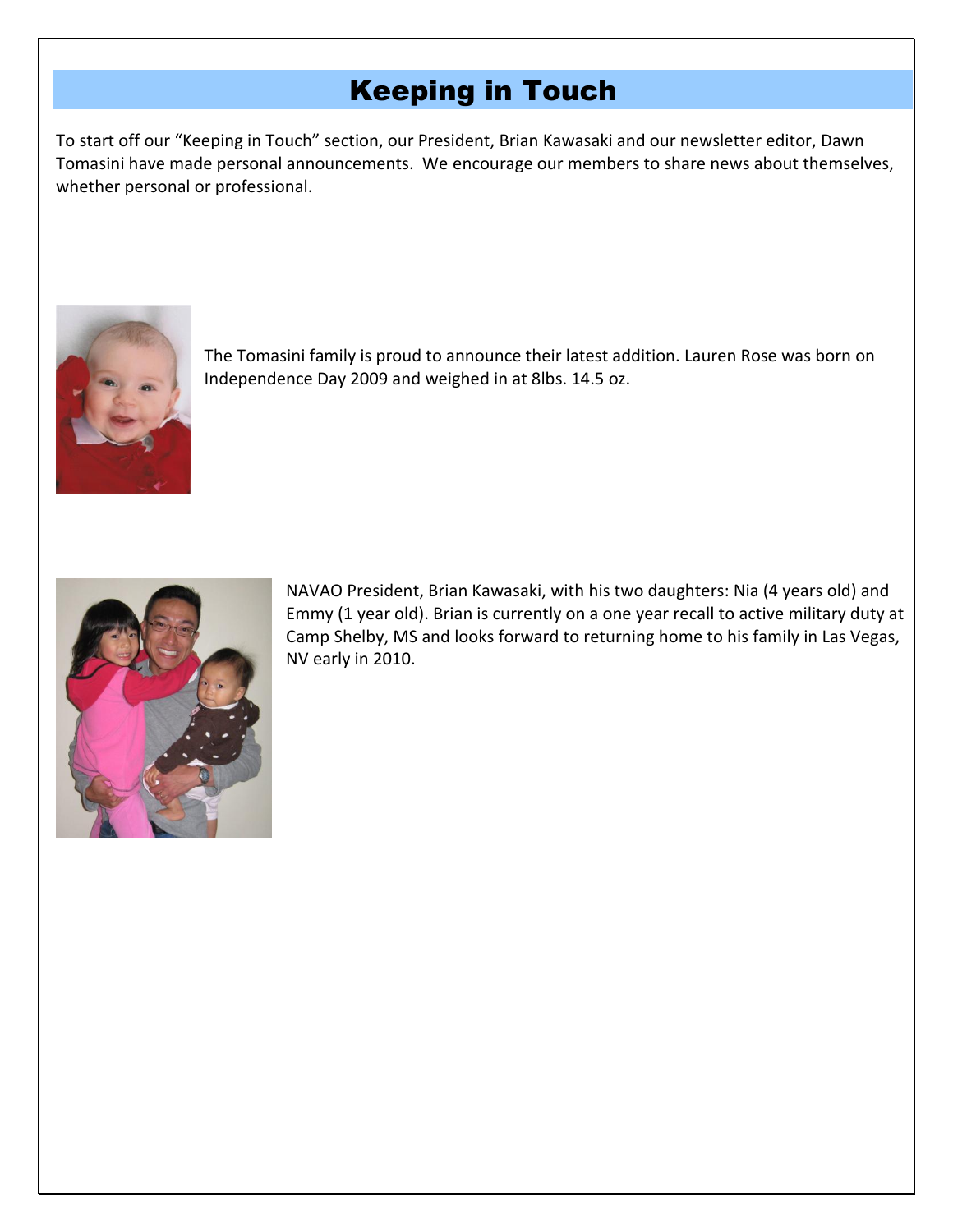# Keeping in Touch

To start off our "Keeping in Touch" section, our President, Brian Kawasaki and our newsletter editor, Dawn Tomasini have made personal announcements. We encourage our members to share news about themselves, whether personal or professional.

The Tomasini family is proud to announce their latest addition. Lauren Rose was born on Independence Day 2009 and weighed in at 8lbs. 14.5 oz.

NAVAO President, Brian Kawasaki, with his two daughters: Nia (4 years old) and Emmy (1 year old). Brian is currently on a one year recall to active military duty at Camp Shelby, MS and looks forward to returning home to his family in Las Vegas, NV early in 2010.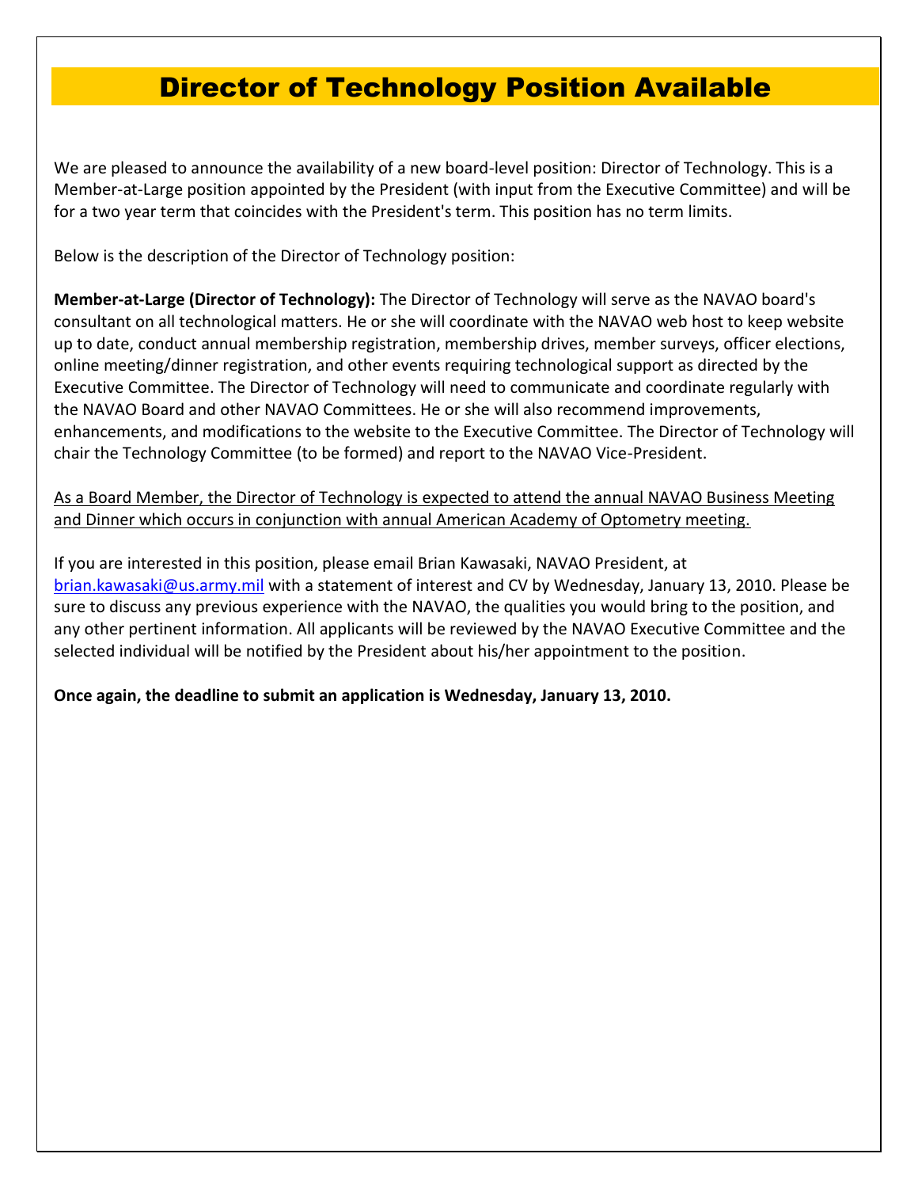# Director of Technology Position Available

We are pleased to announce the availability of a new board-level position: Director of Technology. This is a Member-at-Large position appointed by the President (with input from the Executive Committee) and will be for a two year term that coincides with the President's term. This position has no term limits.

Below is the description of the Director of Technology position:

**Member-at-Large (Director of Technology):** The Director of Technology will serve as the NAVAO board's consultant on all technological matters. He or she will coordinate with the NAVAO web host to keep website up to date, conduct annual membership registration, membership drives, member surveys, officer elections, online meeting/dinner registration, and other events requiring technological support as directed by the Executive Committee. The Director of Technology will need to communicate and coordinate regularly with the NAVAO Board and other NAVAO Committees. He or she will also recommend improvements, enhancements, and modifications to the website to the Executive Committee. The Director of Technology will chair the Technology Committee (to be formed) and report to the NAVAO Vice-President.

<u>As a Board Member, the Director of Technology is expected to attend the annual NAVAO Business Meeting and Dinner which occurs in conjunction with annual American Academy of Optometry meeting.</u>

If you are interested in this position, please email Brian Kawasaki, NAVAO President, at brian.kawasaki@us.army.mil with a statement of interest and CV by Wednesday, January 13, 2010. Please be sure to discuss any previous experience with the NAVAO, the qualities you would bring to the position, and any other pertinent information. All applicants will be reviewed by the NAVAO Executive Committee and the selected individual will be notified by the President about his/her appointment to the position.

**Once again, the deadline to submit an application is Wednesday, January 13, 2010.**